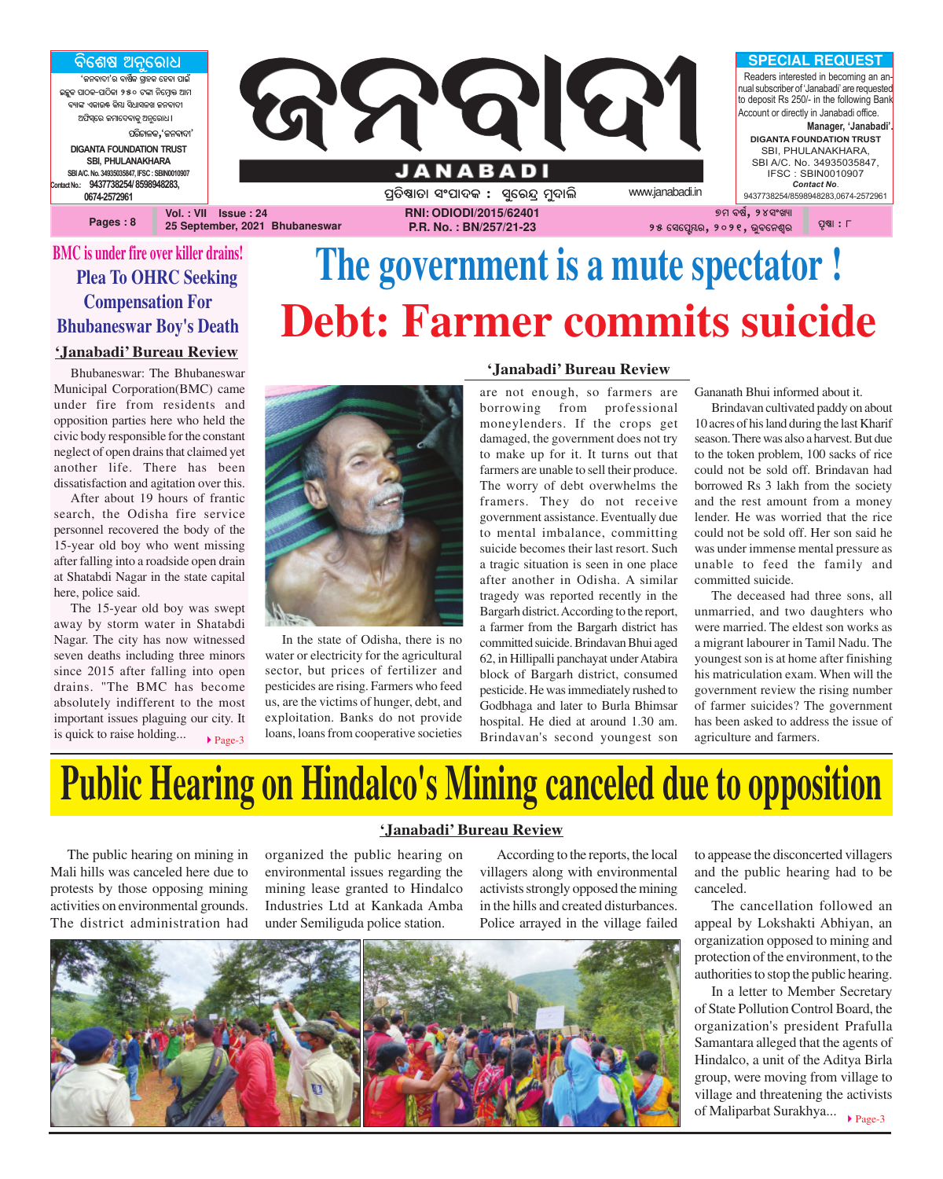## ବିଶେଷ ଅନୁରୋଧ

'ଜନବାଦୀ'ର ବାର୍ଷିକ ଗ୍ରାହକ ହେବା ପାଇଁ ଇଚ୍ଛୁକ ପାଠକ-ପାଠିକା ୨୫୦ ଟଙ୍କା ନିମ୍ନୋକ୍ତ ଆମ ବ୍ୟାଙ୍କ ଏକାଉଣ୍ଟ କିମ୍ବା ସିଧାସଳଖ ଜନବାଦୀ ଅଫିସ୍‌ରେ ଜମାଦେବାକୁ ଅନୁରୋଧ।

ପରିଚାଳକ,'ଜନବାଦୀ'

DIGANTA FOUNDATION TRUST
SBI, PHULANAKHARA
SBI A/C. No. 34935035847, IFSC : SBIN0010907
Contact No.: 9437738254/ 8598948283, 0674-2572961

# ଜନବାଦୀ
# JANABADI

ପ୍ରତିଷ୍ଠାତା ସଂପାଦକ : ସୁରେନ୍ଦ୍ର ମୁଦାଲି

www.janabadi.in

## SPECIAL REQUEST

Readers interested in becoming an annual subscriber of 'Janabadi' are requested to deposit Rs 250/- in the following Bank Account or directly in Janabadi office.

**Manager, 'Janabadi'.**

DIGANTA FOUNDATION TRUST
SBI, PHULANAKHARA,
SBI A/C. No. 34935035847,
IFSC : SBIN0010907
*Contact No.*
9437738254/8598948283,0674-2572961

Pages : 8 | Vol. : VII Issue : 24 | 25 September, 2021 Bhubaneswar | RNI: ODIODI/2015/62401 | P.R. No. : BN/257/21-23 | ୭ମ ବର୍ଷ, ୨୪ସଂଖ୍ୟା | ୨୫ ସେପ୍ଟେମ୍ବର, ୨୦୨୧, ଭୁବନେଶ୍ୱର | ପୃଷ୍ଠା : ୮

## BMC is under fire over killer drains! Plea To OHRC Seeking Compensation For Bhubaneswar Boy's Death

**'Janabadi' Bureau Review**

Bhubaneswar: The Bhubaneswar Municipal Corporation(BMC) came under fire from residents and opposition parties here who held the civic body responsible for the constant neglect of open drains that claimed yet another life. There has been dissatisfaction and agitation over this.

After about 19 hours of frantic search, the Odisha fire service personnel recovered the body of the 15-year old boy who went missing after falling into a roadside open drain at Shatabdi Nagar in the state capital here, police said.

The 15-year old boy was swept away by storm water in Shatabdi Nagar. The city has now witnessed seven deaths including three minors since 2015 after falling into open drains. "The BMC has absolutely indifferent to the most important issues plaguing our city. It is quick to raise holding... ▸ Page-3

# The government is a mute spectator !
# Debt: Farmer commits suicide

**'Janabadi' Bureau Review**

In the state of Odisha, there is no water or electricity for the agricultural sector, but prices of fertilizer and pesticides are rising. Farmers who feed us, are the victims of hunger, debt, and exploitation. Banks do not provide loans, loans from cooperative societies are not enough, so farmers are borrowing from professional moneylenders. If the crops get damaged, the government does not try to make up for it. It turns out that farmers are unable to sell their produce. The worry of debt overwhelms the framers. They do not receive government assistance. Eventually due to mental imbalance, committing suicide becomes their last resort. Such a tragic situation is seen in one place after another in Odisha. A similar tragedy was reported recently in the Bargarh district. According to the report, a farmer from the Bargarh district has committed suicide. Brindavan Bhui aged 62, in Hillipalli panchayat under Atabira block of Bargarh district, consumed pesticide. He was immediately rushed to Godbhaga and later to Burla Bhimsar hospital. He died at around 1.30 am. Brindavan's second youngest son Gananath Bhui informed about it.

Brindavan cultivated paddy on about 10 acres of his land during the last Kharif season. There was also a harvest. But due to the token problem, 100 sacks of rice could not be sold off. Brindavan had borrowed Rs 3 lakh from the society and the rest amount from a money lender. He was worried that the rice could not be sold off. Her son said he was under immense mental pressure as unable to feed the family and committed suicide.

The deceased had three sons, all unmarried, and two daughters who were married. The eldest son works as a migrant labourer in Tamil Nadu. The youngest son is at home after finishing his matriculation exam. When will the government review the rising number of farmer suicides? The government has been asked to address the issue of agriculture and farmers.

# Public Hearing on Hindalco's Mining canceled due to opposition

**'Janabadi' Bureau Review**

The public hearing on mining in Mali hills was canceled here due to protests by those opposing mining activities on environmental grounds. The district administration had organized the public hearing on environmental issues regarding the mining lease granted to Hindalco Industries Ltd at Kankada Amba under Semiliguda police station.

According to the reports, the local villagers along with environmental activists strongly opposed the mining in the hills and created disturbances. Police arrayed in the village failed to appease the disconcerted villagers and the public hearing had to be canceled.

The cancellation followed an appeal by Lokshakti Abhiyan, an organization opposed to mining and protection of the environment, to the authorities to stop the public hearing.

In a letter to Member Secretary of State Pollution Control Board, the organization's president Prafulla Samantara alleged that the agents of Hindalco, a unit of the Aditya Birla group, were moving from village to village and threatening the activists of Maliparbat Surakhya... ▸ Page-3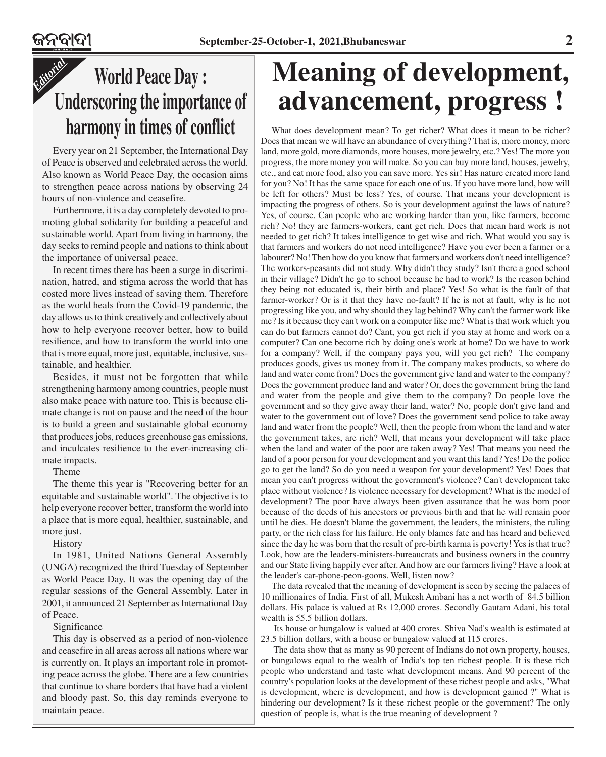Editorial

# World Peace Day : Underscoring the importance of harmony in times of conflict

Every year on 21 September, the International Day of Peace is observed and celebrated across the world. Also known as World Peace Day, the occasion aims to strengthen peace across nations by observing 24 hours of non-violence and ceasefire.

Furthermore, it is a day completely devoted to promoting global solidarity for building a peaceful and sustainable world. Apart from living in harmony, the day seeks to remind people and nations to think about the importance of universal peace.

In recent times there has been a surge in discrimination, hatred, and stigma across the world that has costed more lives instead of saving them. Therefore as the world heals from the Covid-19 pandemic, the day allows us to think creatively and collectively about how to help everyone recover better, how to build resilience, and how to transform the world into one that is more equal, more just, equitable, inclusive, sustainable, and healthier.

Besides, it must not be forgotten that while strengthening harmony among countries, people must also make peace with nature too. This is because climate change is not on pause and the need of the hour is to build a green and sustainable global economy that produces jobs, reduces greenhouse gas emissions, and inculcates resilience to the ever-increasing climate impacts.

Theme

The theme this year is "Recovering better for an equitable and sustainable world". The objective is to help everyone recover better, transform the world into a place that is more equal, healthier, sustainable, and more just.

History

In 1981, United Nations General Assembly (UNGA) recognized the third Tuesday of September as World Peace Day. It was the opening day of the regular sessions of the General Assembly. Later in 2001, it announced 21 September as International Day of Peace.

Significance

This day is observed as a period of non-violence and ceasefire in all areas across all nations where war is currently on. It plays an important role in promoting peace across the globe. There are a few countries that continue to share borders that have had a violent and bloody past. So, this day reminds everyone to maintain peace.

# Meaning of development, advancement, progress !

What does development mean? To get richer? What does it mean to be richer? Does that mean we will have an abundance of everything? That is, more money, more land, more gold, more diamonds, more houses, more jewelry, etc.? Yes! The more you progress, the more money you will make. So you can buy more land, houses, jewelry, etc., and eat more food, also you can save more. Yes sir! Has nature created more land for you? No! It has the same space for each one of us. If you have more land, how will be left for others? Must be less? Yes, of course. That means your development is impacting the progress of others. So is your development against the laws of nature? Yes, of course. Can people who are working harder than you, like farmers, become rich? No! they are farmers-workers, cant get rich. Does that mean hard work is not needed to get rich? It takes intelligence to get wise and rich. What would you say is that farmers and workers do not need intelligence? Have you ever been a farmer or a labourer? No! Then how do you know that farmers and workers don't need intelligence? The workers-peasants did not study. Why didn't they study? Isn't there a good school in their village? Didn't he go to school because he had to work? Is the reason behind they being not educated is, their birth and place? Yes! So what is the fault of that farmer-worker? Or is it that they have no-fault? If he is not at fault, why is he not progressing like you, and why should they lag behind? Why can't the farmer work like me? Is it because they can't work on a computer like me? What is that work which you can do but farmers cannot do? Cant, you get rich if you stay at home and work on a computer? Can one become rich by doing one's work at home? Do we have to work for a company? Well, if the company pays you, will you get rich? The company produces goods, gives us money from it. The company makes products, so where do land and water come from? Does the government give land and water to the company? Does the government produce land and water? Or, does the government bring the land and water from the people and give them to the company? Do people love the government and so they give away their land, water? No, people don't give land and water to the government out of love? Does the government send police to take away land and water from the people? Well, then the people from whom the land and water the government takes, are rich? Well, that means your development will take place when the land and water of the poor are taken away? Yes! That means you need the land of a poor person for your development and you want this land? Yes! Do the police go to get the land? So do you need a weapon for your development? Yes! Does that mean you can't progress without the government's violence? Can't development take place without violence? Is violence necessary for development? What is the model of development? The poor have always been given assurance that he was born poor because of the deeds of his ancestors or previous birth and that he will remain poor until he dies. He doesn't blame the government, the leaders, the ministers, the ruling party, or the rich class for his failure. He only blames fate and has heard and believed since the day he was born that the result of pre-birth karma is poverty! Yes is that true? Look, how are the leaders-ministers-bureaucrats and business owners in the country and our State living happily ever after. And how are our farmers living? Have a look at the leader's car-phone-peon-goons. Well, listen now?

The data revealed that the meaning of development is seen by seeing the palaces of 10 millionaires of India. First of all, Mukesh Ambani has a net worth of 84.5 billion dollars. His palace is valued at Rs 12,000 crores. Secondly Gautam Adani, his total wealth is 55.5 billion dollars.

Its house or bungalow is valued at 400 crores. Shiva Nad's wealth is estimated at 23.5 billion dollars, with a house or bungalow valued at 115 crores.

The data show that as many as 90 percent of Indians do not own property, houses, or bungalows equal to the wealth of India's top ten richest people. It is these rich people who understand and taste what development means. And 90 percent of the country's population looks at the development of these richest people and asks, "What is development, where is development, and how is development gained ?" What is hindering our development? Is it these richest people or the government? The only question of people is, what is the true meaning of development ?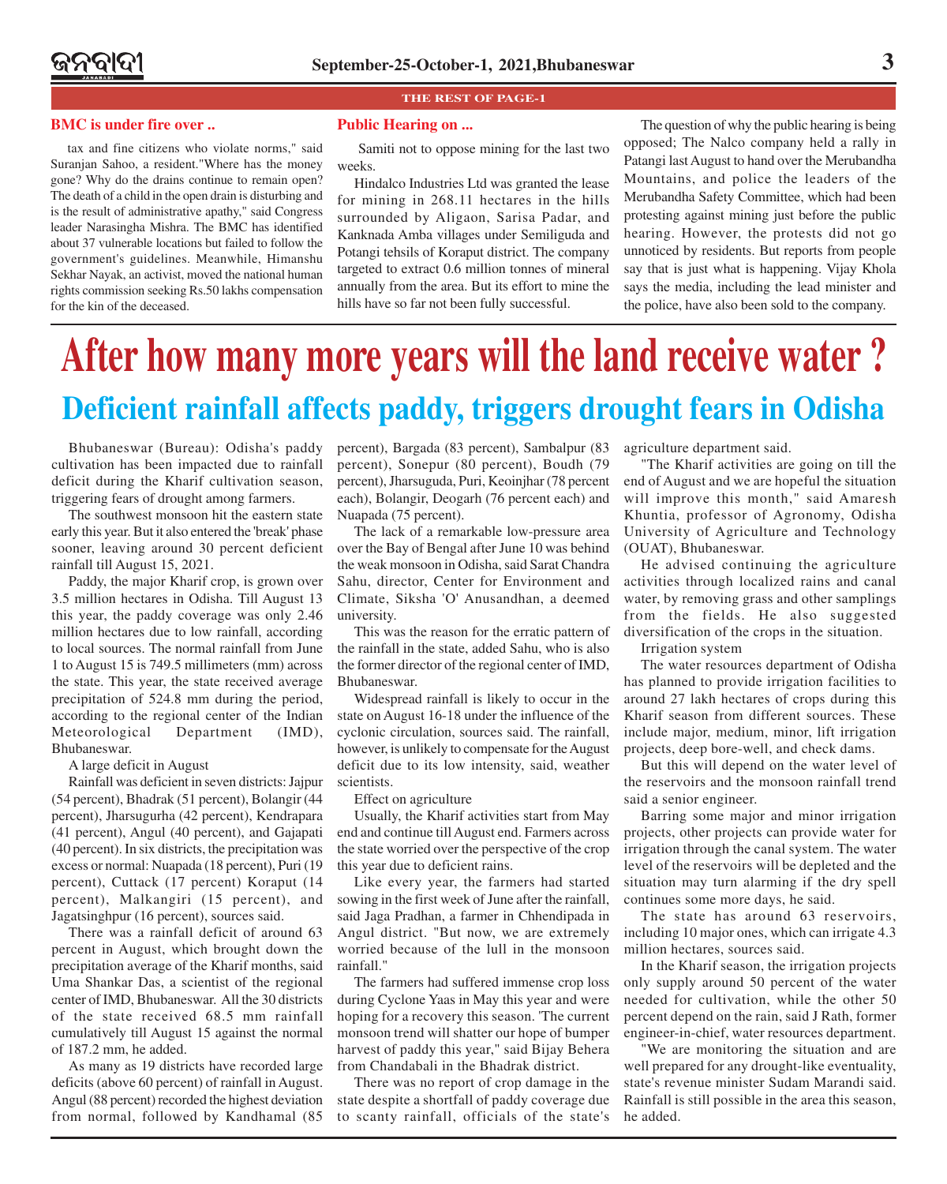THE REST OF PAGE-1

### BMC is under fire over ..

tax and fine citizens who violate norms," said Suranjan Sahoo, a resident."Where has the money gone? Why do the drains continue to remain open? The death of a child in the open drain is disturbing and is the result of administrative apathy," said Congress leader Narasingha Mishra. The BMC has identified about 37 vulnerable locations but failed to follow the government's guidelines. Meanwhile, Himanshu Sekhar Nayak, an activist, moved the national human rights commission seeking Rs.50 lakhs compensation for the kin of the deceased.

### Public Hearing on ...

Samiti not to oppose mining for the last two weeks.

Hindalco Industries Ltd was granted the lease for mining in 268.11 hectares in the hills surrounded by Aligaon, Sarisa Padar, and Kanknada Amba villages under Semiliguda and Potangi tehsils of Koraput district. The company targeted to extract 0.6 million tonnes of mineral annually from the area. But its effort to mine the hills have so far not been fully successful.

The question of why the public hearing is being opposed; The Nalco company held a rally in Patangi last August to hand over the Merubandha Mountains, and police the leaders of the Merubandha Safety Committee, which had been protesting against mining just before the public hearing. However, the protests did not go unnoticed by residents. But reports from people say that is just what is happening. Vijay Khola says the media, including the lead minister and the police, have also been sold to the company.

# After how many more years will the land receive water ?

## Deficient rainfall affects paddy, triggers drought fears in Odisha

Bhubaneswar (Bureau): Odisha's paddy cultivation has been impacted due to rainfall deficit during the Kharif cultivation season, triggering fears of drought among farmers.

The southwest monsoon hit the eastern state early this year. But it also entered the 'break' phase sooner, leaving around 30 percent deficient rainfall till August 15, 2021.

Paddy, the major Kharif crop, is grown over 3.5 million hectares in Odisha. Till August 13 this year, the paddy coverage was only 2.46 million hectares due to low rainfall, according to local sources. The normal rainfall from June 1 to August 15 is 749.5 millimeters (mm) across the state. This year, the state received average precipitation of 524.8 mm during the period, according to the regional center of the Indian Meteorological Department (IMD), Bhubaneswar.

A large deficit in August

Rainfall was deficient in seven districts: Jajpur (54 percent), Bhadrak (51 percent), Bolangir (44 percent), Jharsugurha (42 percent), Kendrapara (41 percent), Angul (40 percent), and Gajapati (40 percent). In six districts, the precipitation was excess or normal: Nuapada (18 percent), Puri (19 percent), Cuttack (17 percent) Koraput (14 percent), Malkangiri (15 percent), and Jagatsinghpur (16 percent), sources said.

There was a rainfall deficit of around 63 percent in August, which brought down the precipitation average of the Kharif months, said Uma Shankar Das, a scientist of the regional center of IMD, Bhubaneswar. All the 30 districts of the state received 68.5 mm rainfall cumulatively till August 15 against the normal of 187.2 mm, he added.

As many as 19 districts have recorded large deficits (above 60 percent) of rainfall in August. Angul (88 percent) recorded the highest deviation from normal, followed by Kandhamal (85 percent), Bargada (83 percent), Sambalpur (83 percent), Sonepur (80 percent), Boudh (79 percent), Jharsuguda, Puri, Keoinjhar (78 percent each), Bolangir, Deogarh (76 percent each) and Nuapada (75 percent).

The lack of a remarkable low-pressure area over the Bay of Bengal after June 10 was behind the weak monsoon in Odisha, said Sarat Chandra Sahu, director, Center for Environment and Climate, Siksha 'O' Anusandhan, a deemed university.

This was the reason for the erratic pattern of the rainfall in the state, added Sahu, who is also the former director of the regional center of IMD, Bhubaneswar.

Widespread rainfall is likely to occur in the state on August 16-18 under the influence of the cyclonic circulation, sources said. The rainfall, however, is unlikely to compensate for the August deficit due to its low intensity, said, weather scientists.

Effect on agriculture

Usually, the Kharif activities start from May end and continue till August end. Farmers across the state worried over the perspective of the crop this year due to deficient rains.

Like every year, the farmers had started sowing in the first week of June after the rainfall, said Jaga Pradhan, a farmer in Chhendipada in Angul district. "But now, we are extremely worried because of the lull in the monsoon rainfall."

The farmers had suffered immense crop loss during Cyclone Yaas in May this year and were hoping for a recovery this season. 'The current monsoon trend will shatter our hope of bumper harvest of paddy this year," said Bijay Behera from Chandabali in the Bhadrak district.

There was no report of crop damage in the state despite a shortfall of paddy coverage due to scanty rainfall, officials of the state's agriculture department said.

"The Kharif activities are going on till the end of August and we are hopeful the situation will improve this month," said Amaresh Khuntia, professor of Agronomy, Odisha University of Agriculture and Technology (OUAT), Bhubaneswar.

He advised continuing the agriculture activities through localized rains and canal water, by removing grass and other samplings from the fields. He also suggested diversification of the crops in the situation.

Irrigation system

The water resources department of Odisha has planned to provide irrigation facilities to around 27 lakh hectares of crops during this Kharif season from different sources. These include major, medium, minor, lift irrigation projects, deep bore-well, and check dams.

But this will depend on the water level of the reservoirs and the monsoon rainfall trend said a senior engineer.

Barring some major and minor irrigation projects, other projects can provide water for irrigation through the canal system. The water level of the reservoirs will be depleted and the situation may turn alarming if the dry spell continues some more days, he said.

The state has around 63 reservoirs, including 10 major ones, which can irrigate 4.3 million hectares, sources said.

In the Kharif season, the irrigation projects only supply around 50 percent of the water needed for cultivation, while the other 50 percent depend on the rain, said J Rath, former engineer-in-chief, water resources department.

"We are monitoring the situation and are well prepared for any drought-like eventuality, state's revenue minister Sudam Marandi said. Rainfall is still possible in the area this season, he added.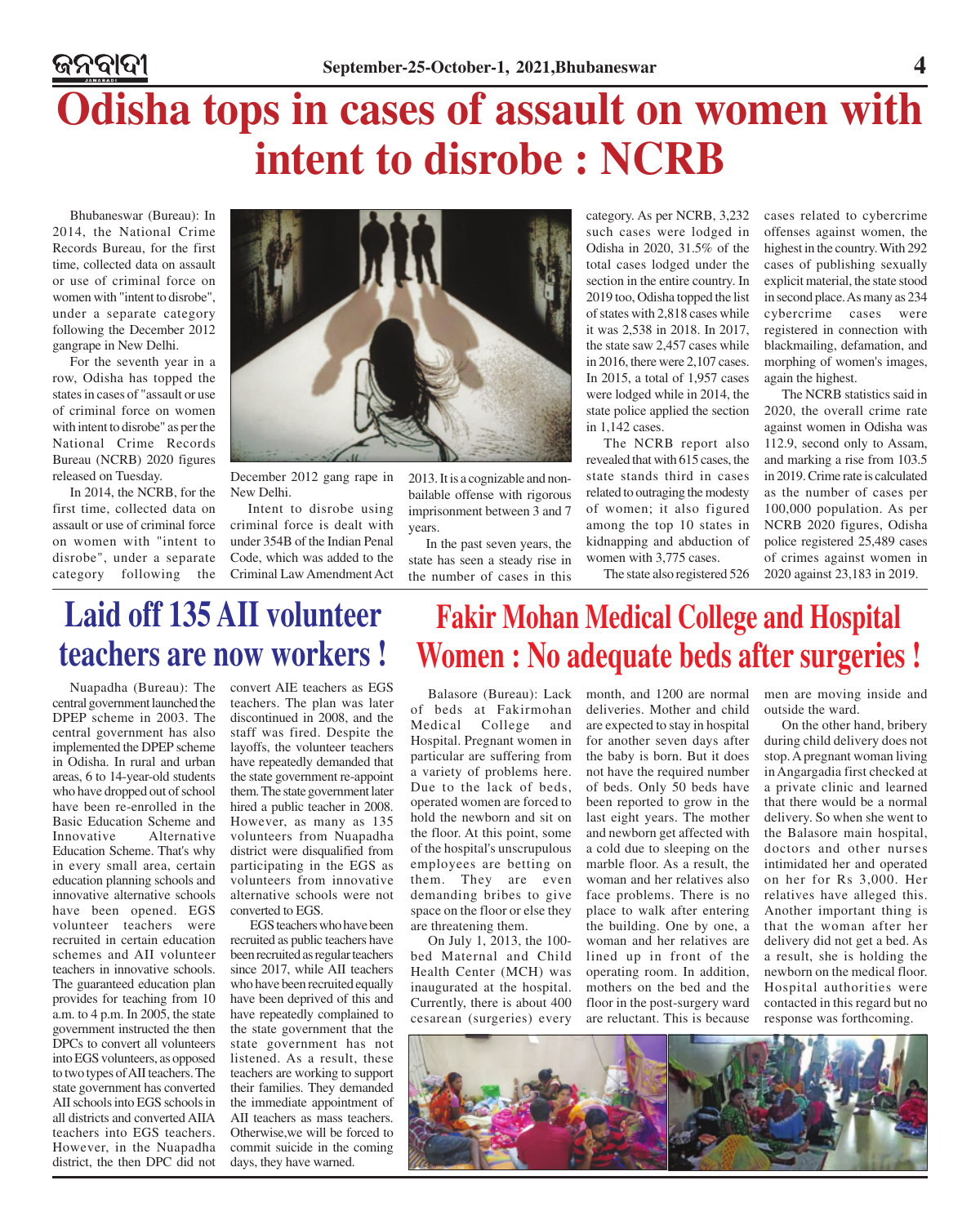# Odisha tops in cases of assault on women with intent to disrobe : NCRB

Bhubaneswar (Bureau): In 2014, the National Crime Records Bureau, for the first time, collected data on assault or use of criminal force on women with "intent to disrobe", under a separate category following the December 2012 gangrape in New Delhi.

For the seventh year in a row, Odisha has topped the states in cases of "assault or use of criminal force on women with intent to disrobe" as per the National Crime Records Bureau (NCRB) 2020 figures released on Tuesday.

In 2014, the NCRB, for the first time, collected data on assault or use of criminal force on women with "intent to disrobe", under a separate category following the December 2012 gang rape in New Delhi.

Intent to disrobe using criminal force is dealt with under 354B of the Indian Penal Code, which was added to the Criminal Law Amendment Act 2013. It is a cognizable and non-bailable offense with rigorous imprisonment between 3 and 7 years.

In the past seven years, the state has seen a steady rise in the number of cases in this category. As per NCRB, 3,232 such cases were lodged in Odisha in 2020, 31.5% of the total cases lodged under the section in the entire country. In 2019 too, Odisha topped the list of states with 2,818 cases while it was 2,538 in 2018. In 2017, the state saw 2,457 cases while in 2016, there were 2,107 cases. In 2015, a total of 1,957 cases were lodged while in 2014, the state police applied the section in 1,142 cases.

The NCRB report also revealed that with 615 cases, the state stands third in cases related to outraging the modesty of women; it also figured among the top 10 states in kidnapping and abduction of women with 3,775 cases.

The state also registered 526 cases related to cybercrime offenses against women, the highest in the country. With 292 cases of publishing sexually explicit material, the state stood in second place. As many as 234 cybercrime cases were registered in connection with blackmailing, defamation, and morphing of women's images, again the highest.

The NCRB statistics said in 2020, the overall crime rate against women in Odisha was 112.9, second only to Assam, and marking a rise from 103.5 in 2019. Crime rate is calculated as the number of cases per 100,000 population. As per NCRB 2020 figures, Odisha police registered 25,489 cases of crimes against women in 2020 against 23,183 in 2019.

# Laid off 135 AII volunteer teachers are now workers !

Nuapadha (Bureau): The central government launched the DPEP scheme in 2003. The central government has also implemented the DPEP scheme in Odisha. In rural and urban areas, 6 to 14-year-old students who have dropped out of school have been re-enrolled in the Basic Education Scheme and Innovative Alternative Education Scheme. That's why in every small area, certain education planning schools and innovative alternative schools have been opened. EGS volunteer teachers were recruited in certain education schemes and AII volunteer teachers in innovative schools. The guaranteed education plan provides for teaching from 10 a.m. to 4 p.m. In 2005, the state government instructed the then DPCs to convert all volunteers into EGS volunteers, as opposed to two types of AII teachers. The state government has converted AII schools into EGS schools in all districts and converted AIIA teachers into EGS teachers. However, in the Nuapadha district, the then DPC did not convert AIE teachers as EGS teachers. The plan was later discontinued in 2008, and the staff was fired. Despite the layoffs, the volunteer teachers have repeatedly demanded that the state government re-appoint them. The state government later hired a public teacher in 2008. However, as many as 135 volunteers from Nuapadha district were disqualified from participating in the EGS as volunteers from innovative alternative schools were not converted to EGS.

EGS teachers who have been recruited as public teachers have been recruited as regular teachers since 2017, while AII teachers who have been recruited equally have been deprived of this and have repeatedly complained to the state government that the state government has not listened. As a result, these teachers are working to support their families. They demanded the immediate appointment of AII teachers as mass teachers. Otherwise,we will be forced to commit suicide in the coming days, they have warned.

# Fakir Mohan Medical College and Hospital Women : No adequate beds after surgeries !

Balasore (Bureau): Lack of beds at Fakirmohan Medical College and Hospital. Pregnant women in particular are suffering from a variety of problems here. Due to the lack of beds, operated women are forced to hold the newborn and sit on the floor. At this point, some of the hospital's unscrupulous employees are betting on them. They are even demanding bribes to give space on the floor or else they are threatening them.

On July 1, 2013, the 100-bed Maternal and Child Health Center (MCH) was inaugurated at the hospital. Currently, there is about 400 cesarean (surgeries) every month, and 1200 are normal deliveries. Mother and child are expected to stay in hospital for another seven days after the baby is born. But it does not have the required number of beds. Only 50 beds have been reported to grow in the last eight years. The mother and newborn get affected with a cold due to sleeping on the marble floor. As a result, the woman and her relatives also face problems. There is no place to walk after entering the building. One by one, a woman and her relatives are lined up in front of the operating room. In addition, mothers on the bed and the floor in the post-surgery ward are reluctant. This is because men are moving inside and outside the ward.

On the other hand, bribery during child delivery does not stop. A pregnant woman living in Angargadia first checked at a private clinic and learned that there would be a normal delivery. So when she went to the Balasore main hospital, doctors and nurses intimidated her and operated on her for Rs 3,000. Her relatives have alleged this. Another important thing is that the woman after her delivery did not get a bed. As a result, she is holding the newborn on the medical floor. Hospital authorities were contacted in this regard but no response was forthcoming.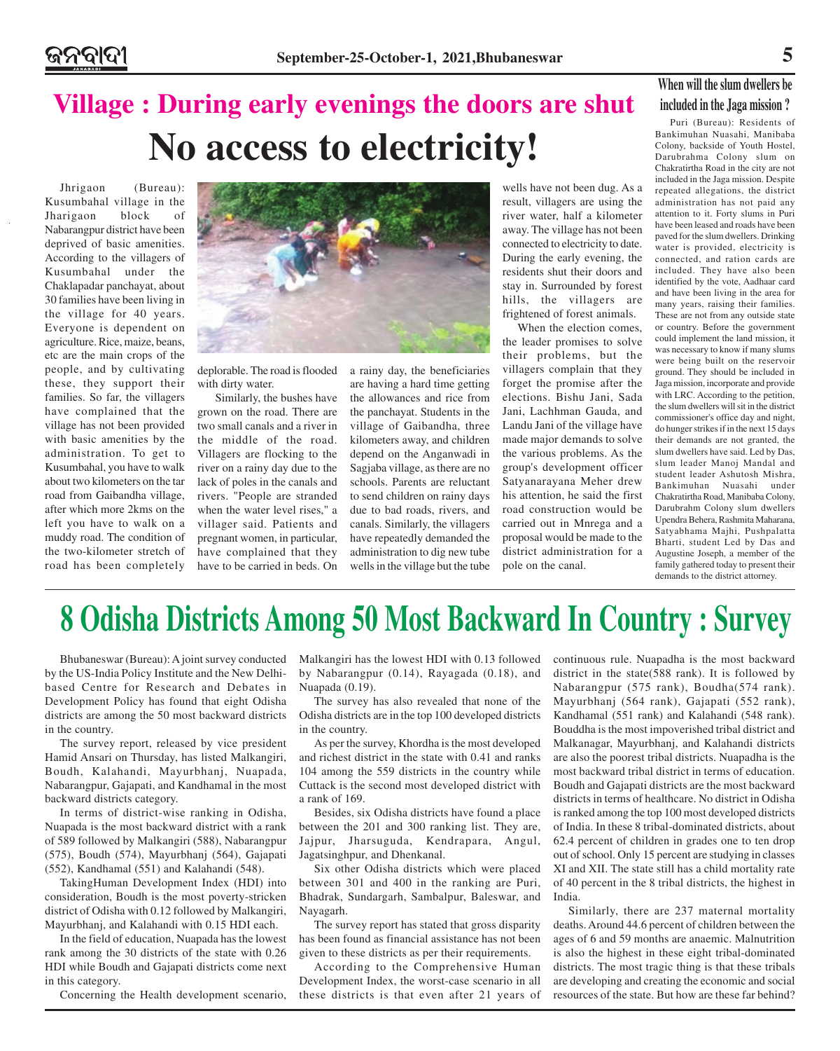# Village : During early evenings the doors are shut

# No access to electricity!

Jhrigaon (Bureau): Kusumbahal village in the Jharigaon block of Nabarangpur district have been deprived of basic amenities. According to the villagers of Kusumbahal under the Chaklapadar panchayat, about 30 families have been living in the village for 40 years. Everyone is dependent on agriculture. Rice, maize, beans, etc are the main crops of the people, and by cultivating these, they support their families. So far, the villagers have complained that the village has not been provided with basic amenities by the administration. To get to Kusumbahal, you have to walk about two kilometers on the tar road from Gaibandha village, after which more 2kms on the left you have to walk on a muddy road. The condition of the two-kilometer stretch of road has been completely deplorable. The road is flooded with dirty water.

Similarly, the bushes have grown on the road. There are two small canals and a river in the middle of the road. Villagers are flocking to the river on a rainy day due to the lack of poles in the canals and rivers. "People are stranded when the water level rises," a villager said. Patients and pregnant women, in particular, have complained that they have to be carried in beds. On a rainy day, the beneficiaries are having a hard time getting the allowances and rice from the panchayat. Students in the village of Gaibandha, three kilometers away, and children depend on the Anganwadi in Sagjaba village, as there are no schools. Parents are reluctant to send children on rainy days due to bad roads, rivers, and canals. Similarly, the villagers have repeatedly demanded the administration to dig new tube wells in the village but the tube wells have not been dug. As a result, villagers are using the river water, half a kilometer away. The village has not been connected to electricity to date. During the early evening, the residents shut their doors and stay in. Surrounded by forest hills, the villagers are frightened of forest animals.

When the election comes, the leader promises to solve their problems, but the villagers complain that they forget the promise after the elections. Bishu Jani, Sada Jani, Lachhman Gauda, and Landu Jani of the village have made major demands to solve the various problems. As the group's development officer Satyanarayana Meher drew his attention, he said the first road construction would be carried out in Mnrega and a proposal would be made to the district administration for a pole on the canal.

## When will the slum dwellers be included in the Jaga mission ?

Puri (Bureau): Residents of Bankimuhan Nuasahi, Manibaba Colony, backside of Youth Hostel, Darubrahma Colony slum on Chakratirtha Road in the city are not included in the Jaga mission. Despite repeated allegations, the district administration has not paid any attention to it. Forty slums in Puri have been leased and roads have been paved for the slum dwellers. Drinking water is provided, electricity is connected, and ration cards are included. They have also been identified by the vote, Aadhaar card and have been living in the area for many years, raising their families. These are not from any outside state or country. Before the government could implement the land mission, it was necessary to know if many slums were being built on the reservoir ground. They should be included in Jaga mission, incorporate and provide with LRC. According to the petition, the slum dwellers will sit in the district commissioner's office day and night, do hunger strikes if in the next 15 days their demands are not granted, the slum dwellers have said. Led by Das, slum leader Manoj Mandal and student leader Ashutosh Mishra, Bankimuhan Nuasahi under Chakratirtha Road, Manibaba Colony, Darubrahm Colony slum dwellers Upendra Behera, Rashmita Maharana, Satyabhama Majhi, Pushpalatta Bharti, student Led by Das and Augustine Joseph, a member of the family gathered today to present their demands to the district attorney.

# 8 Odisha Districts Among 50 Most Backward In Country : Survey

Bhubaneswar (Bureau): A joint survey conducted by the US-India Policy Institute and the New Delhi-based Centre for Research and Debates in Development Policy has found that eight Odisha districts are among the 50 most backward districts in the country.

The survey report, released by vice president Hamid Ansari on Thursday, has listed Malkangiri, Boudh, Kalahandi, Mayurbhanj, Nuapada, Nabarangpur, Gajapati, and Kandhamal in the most backward districts category.

In terms of district-wise ranking in Odisha, Nuapada is the most backward district with a rank of 589 followed by Malkangiri (588), Nabarangpur (575), Boudh (574), Mayurbhanj (564), Gajapati (552), Kandhamal (551) and Kalahandi (548).

TakingHuman Development Index (HDI) into consideration, Boudh is the most poverty-stricken district of Odisha with 0.12 followed by Malkangiri, Mayurbhanj, and Kalahandi with 0.15 HDI each.

In the field of education, Nuapada has the lowest rank among the 30 districts of the state with 0.26 HDI while Boudh and Gajapati districts come next in this category.

Concerning the Health development scenario, Malkangiri has the lowest HDI with 0.13 followed by Nabarangpur (0.14), Rayagada (0.18), and Nuapada (0.19).

The survey has also revealed that none of the Odisha districts are in the top 100 developed districts in the country.

As per the survey, Khordha is the most developed and richest district in the state with 0.41 and ranks 104 among the 559 districts in the country while Cuttack is the second most developed district with a rank of 169.

Besides, six Odisha districts have found a place between the 201 and 300 ranking list. They are, Jajpur, Jharsuguda, Kendrapara, Angul, Jagatsinghpur, and Dhenkanal.

Six other Odisha districts which were placed between 301 and 400 in the ranking are Puri, Bhadrak, Sundargarh, Sambalpur, Baleswar, and Nayagarh.

The survey report has stated that gross disparity has been found as financial assistance has not been given to these districts as per their requirements.

According to the Comprehensive Human Development Index, the worst-case scenario in all these districts is that even after 21 years of continuous rule. Nuapadha is the most backward district in the state(588 rank). It is followed by Nabarangpur (575 rank), Boudha(574 rank). Mayurbhanj (564 rank), Gajapati (552 rank), Kandhamal (551 rank) and Kalahandi (548 rank). Bouddha is the most impoverished tribal district and Malkanagar, Mayurbhanj, and Kalahandi districts are also the poorest tribal districts. Nuapadha is the most backward tribal district in terms of education. Boudh and Gajapati districts are the most backward districts in terms of healthcare. No district in Odisha is ranked among the top 100 most developed districts of India. In these 8 tribal-dominated districts, about 62.4 percent of children in grades one to ten drop out of school. Only 15 percent are studying in classes XI and XII. The state still has a child mortality rate of 40 percent in the 8 tribal districts, the highest in India.

Similarly, there are 237 maternal mortality deaths. Around 44.6 percent of children between the ages of 6 and 59 months are anaemic. Malnutrition is also the highest in these eight tribal-dominated districts. The most tragic thing is that these tribals are developing and creating the economic and social resources of the state. But how are these far behind?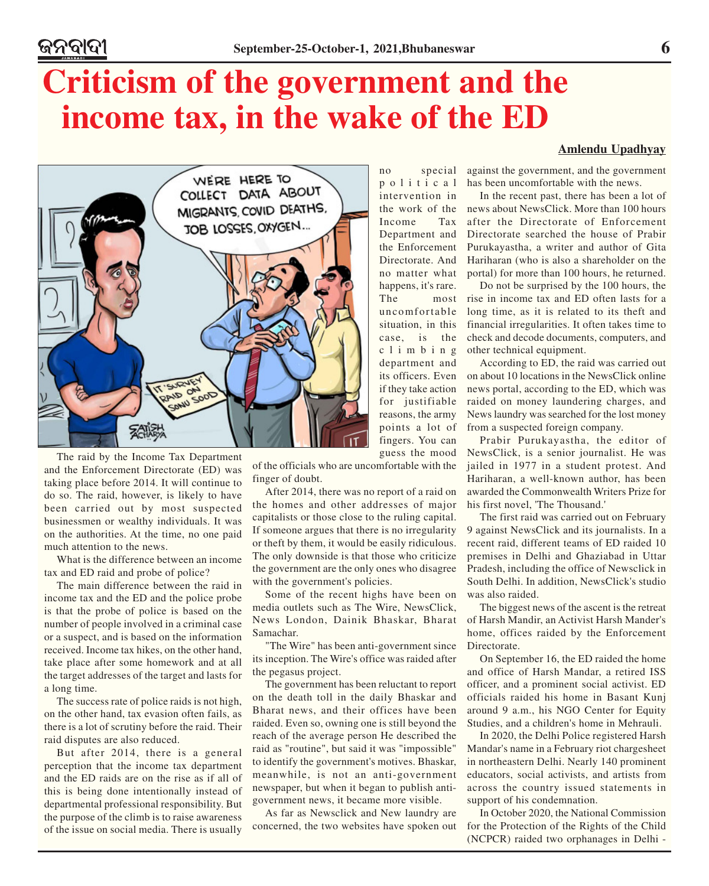# Criticism of the government and the income tax, in the wake of the ED

**Amlendu Upadhyay**

The raid by the Income Tax Department and the Enforcement Directorate (ED) was taking place before 2014. It will continue to do so. The raid, however, is likely to have been carried out by most suspected businessmen or wealthy individuals. It was on the authorities. At the time, no one paid much attention to the news.

What is the difference between an income tax and ED raid and probe of police?

The main difference between the raid in income tax and the ED and the police probe is that the probe of police is based on the number of people involved in a criminal case or a suspect, and is based on the information received. Income tax hikes, on the other hand, take place after some homework and at all the target addresses of the target and lasts for a long time.

The success rate of police raids is not high, on the other hand, tax evasion often fails, as there is a lot of scrutiny before the raid. Their raid disputes are also reduced.

But after 2014, there is a general perception that the income tax department and the ED raids are on the rise as if all of this is being done intentionally instead of departmental professional responsibility. But the purpose of the climb is to raise awareness of the issue on social media. There is usually no special political intervention in the work of the Income Tax Department and the Enforcement Directorate. And no matter what happens, it's rare. The most uncomfortable situation, in this case, is the climbing department and its officers. Even if they take action for justifiable reasons, the army points a lot of fingers. You can guess the mood of the officials who are uncomfortable with the finger of doubt.

After 2014, there was no report of a raid on the homes and other addresses of major capitalists or those close to the ruling capital. If someone argues that there is no irregularity or theft by them, it would be easily ridiculous. The only downside is that those who criticize the government are the only ones who disagree with the government's policies.

Some of the recent highs have been on media outlets such as The Wire, NewsClick, News London, Dainik Bhaskar, Bharat Samachar.

"The Wire" has been anti-government since its inception. The Wire's office was raided after the pegasus project.

The government has been reluctant to report on the death toll in the daily Bhaskar and Bharat news, and their offices have been raided. Even so, owning one is still beyond the reach of the average person He described the raid as "routine", but said it was "impossible" to identify the government's motives. Bhaskar, meanwhile, is not an anti-government newspaper, but when it began to publish anti-government news, it became more visible.

As far as Newsclick and New laundry are concerned, the two websites have spoken out against the government, and the government has been uncomfortable with the news.

In the recent past, there has been a lot of news about NewsClick. More than 100 hours after the Directorate of Enforcement Directorate searched the house of Prabir Purukayastha, a writer and author of Gita Hariharan (who is also a shareholder on the portal) for more than 100 hours, he returned.

Do not be surprised by the 100 hours, the rise in income tax and ED often lasts for a long time, as it is related to its theft and financial irregularities. It often takes time to check and decode documents, computers, and other technical equipment.

According to ED, the raid was carried out on about 10 locations in the NewsClick online news portal, according to the ED, which was raided on money laundering charges, and News laundry was searched for the lost money from a suspected foreign company.

Prabir Purukayastha, the editor of NewsClick, is a senior journalist. He was jailed in 1977 in a student protest. And Hariharan, a well-known author, has been awarded the Commonwealth Writers Prize for his first novel, 'The Thousand.'

The first raid was carried out on February 9 against NewsClick and its journalists. In a recent raid, different teams of ED raided 10 premises in Delhi and Ghaziabad in Uttar Pradesh, including the office of Newsclick in South Delhi. In addition, NewsClick's studio was also raided.

The biggest news of the ascent is the retreat of Harsh Mandir, an Activist Harsh Mander's home, offices raided by the Enforcement Directorate.

On September 16, the ED raided the home and office of Harsh Mandar, a retired ISS officer, and a prominent social activist. ED officials raided his home in Basant Kunj around 9 a.m., his NGO Center for Equity Studies, and a children's home in Mehrauli.

In 2020, the Delhi Police registered Harsh Mandar's name in a February riot chargesheet in northeastern Delhi. Nearly 140 prominent educators, social activists, and artists from across the country issued statements in support of his condemnation.

In October 2020, the National Commission for the Protection of the Rights of the Child (NCPCR) raided two orphanages in Delhi -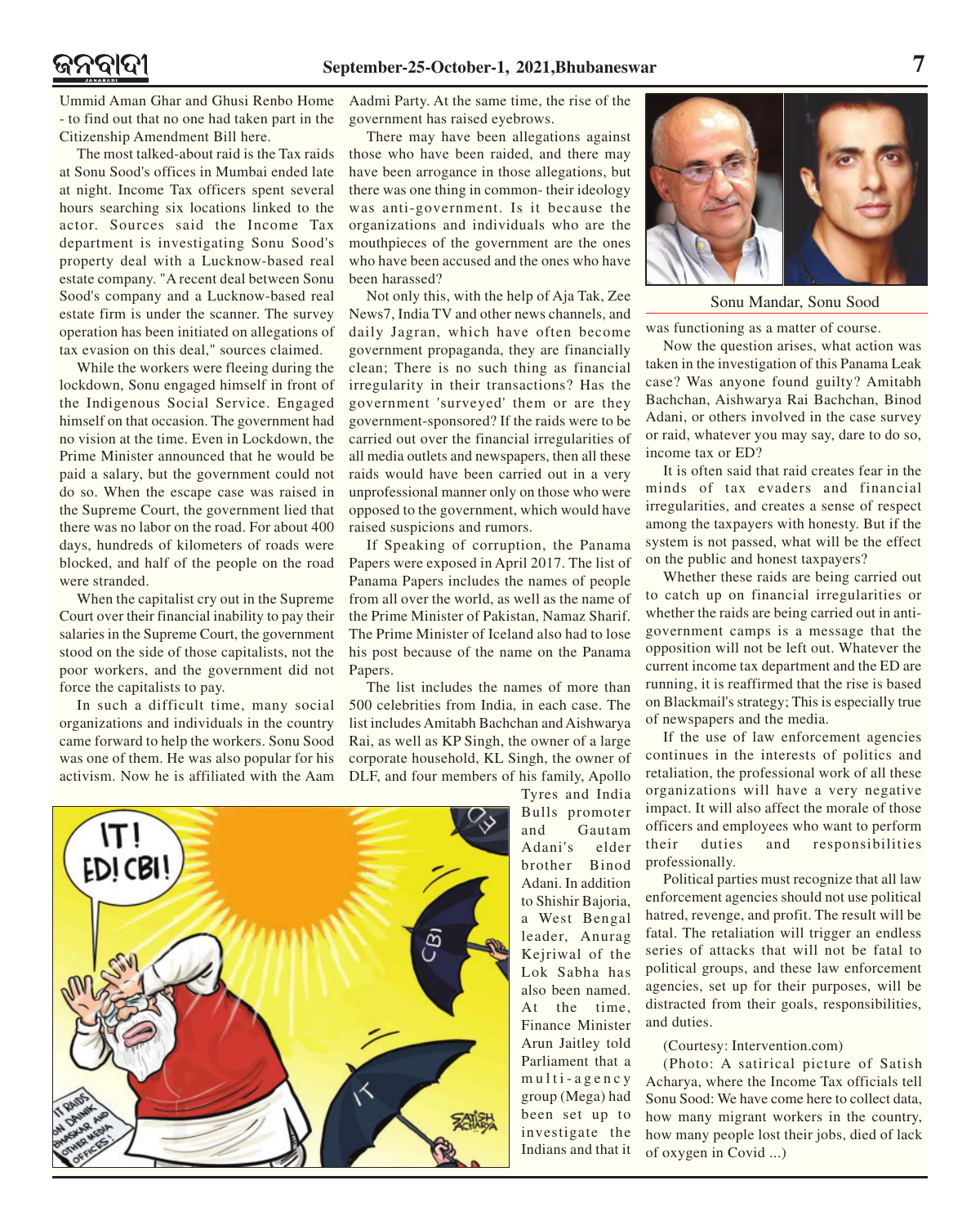Ummid Aman Ghar and Ghusi Renbo Home - to find out that no one had taken part in the Citizenship Amendment Bill here.

The most talked-about raid is the Tax raids at Sonu Sood's offices in Mumbai ended late at night. Income Tax officers spent several hours searching six locations linked to the actor. Sources said the Income Tax department is investigating Sonu Sood's property deal with a Lucknow-based real estate company. "A recent deal between Sonu Sood's company and a Lucknow-based real estate firm is under the scanner. The survey operation has been initiated on allegations of tax evasion on this deal," sources claimed.

While the workers were fleeing during the lockdown, Sonu engaged himself in front of the Indigenous Social Service. Engaged himself on that occasion. The government had no vision at the time. Even in Lockdown, the Prime Minister announced that he would be paid a salary, but the government could not do so. When the escape case was raised in the Supreme Court, the government lied that there was no labor on the road. For about 400 days, hundreds of kilometers of roads were blocked, and half of the people on the road were stranded.

When the capitalist cry out in the Supreme Court over their financial inability to pay their salaries in the Supreme Court, the government stood on the side of those capitalists, not the poor workers, and the government did not force the capitalists to pay.

In such a difficult time, many social organizations and individuals in the country came forward to help the workers. Sonu Sood was one of them. He was also popular for his activism. Now he is affiliated with the Aam Aadmi Party. At the same time, the rise of the government has raised eyebrows.

There may have been allegations against those who have been raided, and there may have been arrogance in those allegations, but there was one thing in common- their ideology was anti-government. Is it because the organizations and individuals who are the mouthpieces of the government are the ones who have been accused and the ones who have been harassed?

Not only this, with the help of Aja Tak, Zee News7, India TV and other news channels, and daily Jagran, which have often become government propaganda, they are financially clean; There is no such thing as financial irregularity in their transactions? Has the government 'surveyed' them or are they government-sponsored? If the raids were to be carried out over the financial irregularities of all media outlets and newspapers, then all these raids would have been carried out in a very unprofessional manner only on those who were opposed to the government, which would have raised suspicions and rumors.

If Speaking of corruption, the Panama Papers were exposed in April 2017. The list of Panama Papers includes the names of people from all over the world, as well as the name of the Prime Minister of Pakistan, Namaz Sharif. The Prime Minister of Iceland also had to lose his post because of the name on the Panama Papers.

The list includes the names of more than 500 celebrities from India, in each case. The list includes Amitabh Bachchan and Aishwarya Rai, as well as KP Singh, the owner of a large corporate household, KL Singh, the owner of DLF, and four members of his family, Apollo Tyres and India Bulls promoter and Gautam Adani's elder brother Binod Adani. In addition to Shishir Bajoria, a West Bengal leader, Anurag Kejriwal of the Lok Sabha has also been named. At the time, Finance Minister Arun Jaitley told Parliament that a multi-agency group (Mega) had been set up to investigate the Indians and that it was functioning as a matter of course.

Sonu Mandar, Sonu Sood

Now the question arises, what action was taken in the investigation of this Panama Leak case? Was anyone found guilty? Amitabh Bachchan, Aishwarya Rai Bachchan, Binod Adani, or others involved in the case survey or raid, whatever you may say, dare to do so, income tax or ED?

It is often said that raid creates fear in the minds of tax evaders and financial irregularities, and creates a sense of respect among the taxpayers with honesty. But if the system is not passed, what will be the effect on the public and honest taxpayers?

Whether these raids are being carried out to catch up on financial irregularities or whether the raids are being carried out in anti-government camps is a message that the opposition will not be left out. Whatever the current income tax department and the ED are running, it is reaffirmed that the rise is based on Blackmail's strategy; This is especially true of newspapers and the media.

If the use of law enforcement agencies continues in the interests of politics and retaliation, the professional work of all these organizations will have a very negative impact. It will also affect the morale of those officers and employees who want to perform their duties and responsibilities professionally.

Political parties must recognize that all law enforcement agencies should not use political hatred, revenge, and profit. The result will be fatal. The retaliation will trigger an endless series of attacks that will not be fatal to political groups, and these law enforcement agencies, set up for their purposes, will be distracted from their goals, responsibilities, and duties.

(Courtesy: Intervention.com)

(Photo: A satirical picture of Satish Acharya, where the Income Tax officials tell Sonu Sood: We have come here to collect data, how many migrant workers in the country, how many people lost their jobs, died of lack of oxygen in Covid ...)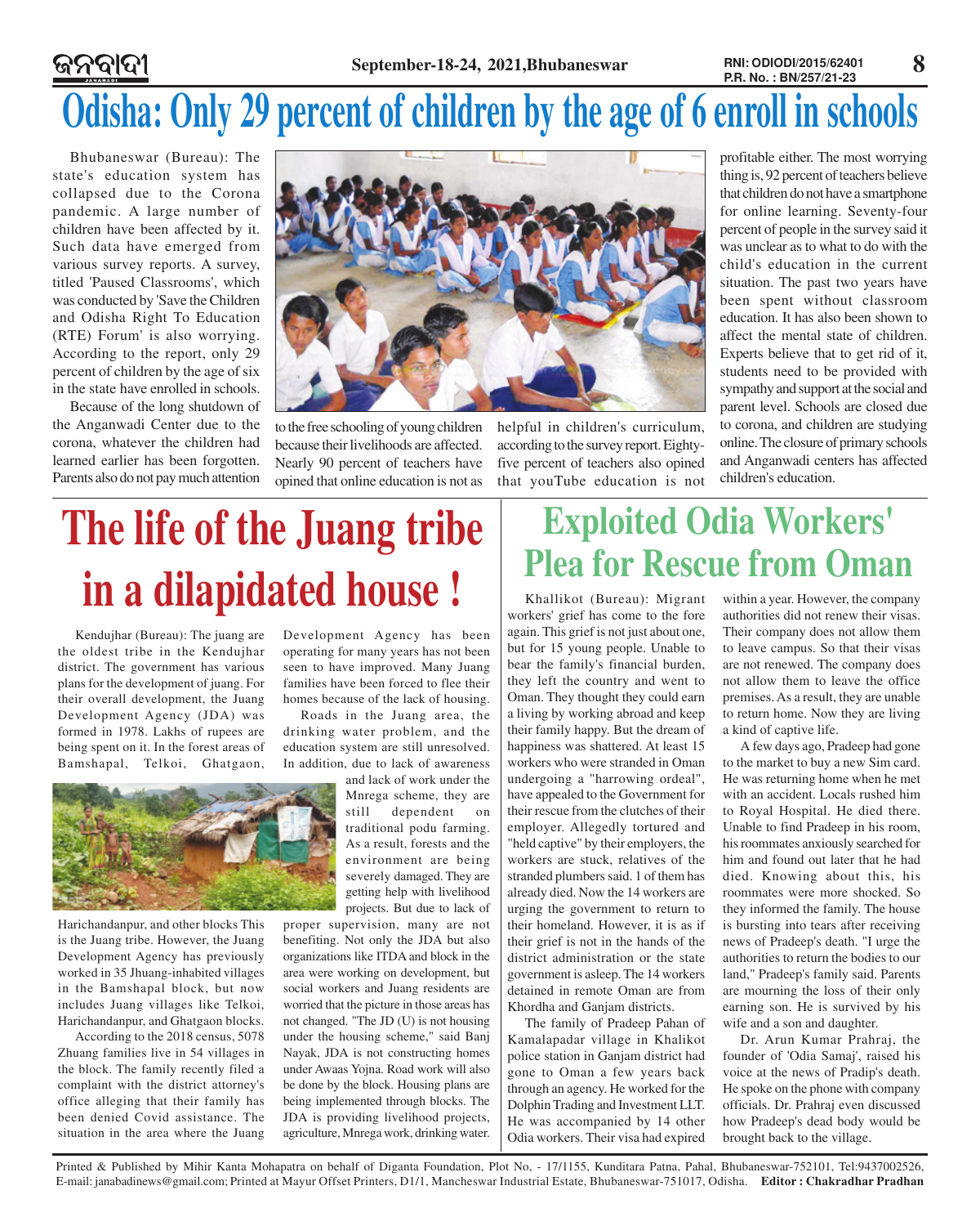# Odisha: Only 29 percent of children by the age of 6 enroll in schools

Bhubaneswar (Bureau): The state's education system has collapsed due to the Corona pandemic. A large number of children have been affected by it. Such data have emerged from various survey reports. A survey, titled 'Paused Classrooms', which was conducted by 'Save the Children and Odisha Right To Education (RTE) Forum' is also worrying. According to the report, only 29 percent of children by the age of six in the state have enrolled in schools.

Because of the long shutdown of the Anganwadi Center due to the corona, whatever the children had learned earlier has been forgotten. Parents also do not pay much attention to the free schooling of young children because their livelihoods are affected. Nearly 90 percent of teachers have opined that online education is not as helpful in children's curriculum, according to the survey report. Eighty-five percent of teachers also opined that youTube education is not profitable either. The most worrying thing is, 92 percent of teachers believe that children do not have a smartphone for online learning. Seventy-four percent of people in the survey said it was unclear as to what to do with the child's education in the current situation. The past two years have been spent without classroom education. It has also been shown to affect the mental state of children. Experts believe that to get rid of it, students need to be provided with sympathy and support at the social and parent level. Schools are closed due to corona, and children are studying online. The closure of primary schools and Anganwadi centers has affected children's education.

# The life of the Juang tribe in a dilapidated house !

Kendujhar (Bureau): The juang are the oldest tribe in the Kendujhar district. The government has various plans for the development of juang. For their overall development, the Juang Development Agency (JDA) was formed in 1978. Lakhs of rupees are being spent on it. In the forest areas of Bamshapal, Telkoi, Ghatgaon, Harichandanpur, and other blocks This is the Juang tribe. However, the Juang Development Agency has previously worked in 35 Jhuang-inhabited villages in the Bamshapal block, but now includes Juang villages like Telkoi, Harichandanpur, and Ghatgaon blocks.

According to the 2018 census, 5078 Zhuang families live in 54 villages in the block. The family recently filed a complaint with the district attorney's office alleging that their family has been denied Covid assistance. The situation in the area where the Juang Development Agency has been operating for many years has not been seen to have improved. Many Juang families have been forced to flee their homes because of the lack of housing.

Roads in the Juang area, the drinking water problem, and the education system are still unresolved. In addition, due to lack of awareness and lack of work under the Mnrega scheme, they are still dependent on traditional podu farming. As a result, forests and the environment are being severely damaged. They are getting help with livelihood projects. But due to lack of proper supervision, many are not benefiting. Not only the JDA but also organizations like ITDA and block in the area were working on development, but social workers and Juang residents are worried that the picture in those areas has not changed. "The JD (U) is not housing under the housing scheme," said Banj Nayak, JDA is not constructing homes under Awaas Yojna. Road work will also be done by the block. Housing plans are being implemented through blocks. The JDA is providing livelihood projects, agriculture, Mnrega work, drinking water.

# Exploited Odia Workers' Plea for Rescue from Oman

Khallikot (Bureau): Migrant workers' grief has come to the fore again. This grief is not just about one, but for 15 young people. Unable to bear the family's financial burden, they left the country and went to Oman. They thought they could earn a living by working abroad and keep their family happy. But the dream of happiness was shattered. At least 15 workers who were stranded in Oman undergoing a "harrowing ordeal", have appealed to the Government for their rescue from the clutches of their employer. Allegedly tortured and "held captive" by their employers, the workers are stuck, relatives of the stranded plumbers said. 1 of them has already died. Now the 14 workers are urging the government to return to their homeland. However, it is as if their grief is not in the hands of the district administration or the state government is asleep. The 14 workers detained in remote Oman are from Khordha and Ganjam districts.

The family of Pradeep Pahan of Kamalapadar village in Khalikot police station in Ganjam district had gone to Oman a few years back through an agency. He worked for the Dolphin Trading and Investment LLT. He was accompanied by 14 other Odia workers. Their visa had expired within a year. However, the company authorities did not renew their visas. Their company does not allow them to leave campus. So that their visas are not renewed. The company does not allow them to leave the office premises. As a result, they are unable to return home. Now they are living a kind of captive life.

A few days ago, Pradeep had gone to the market to buy a new Sim card. He was returning home when he met with an accident. Locals rushed him to Royal Hospital. He died there. Unable to find Pradeep in his room, his roommates anxiously searched for him and found out later that he had died. Knowing about this, his roommates were more shocked. So they informed the family. The house is bursting into tears after receiving news of Pradeep's death. "I urge the authorities to return the bodies to our land," Pradeep's family said. Parents are mourning the loss of their only earning son. He is survived by his wife and a son and daughter.

Dr. Arun Kumar Prahraj, the founder of 'Odia Samaj', raised his voice at the news of Pradip's death. He spoke on the phone with company officials. Dr. Prahraj even discussed how Pradeep's dead body would be brought back to the village.

Printed & Published by Mihir Kanta Mohapatra on behalf of Diganta Foundation, Plot No, - 17/1155, Kunditara Patna, Pahal, Bhubaneswar-752101, Tel:9437002526, E-mail: janabadinews@gmail.com; Printed at Mayur Offset Printers, D1/1, Mancheswar Industrial Estate, Bhubaneswar-751017, Odisha. **Editor : Chakradhar Pradhan**